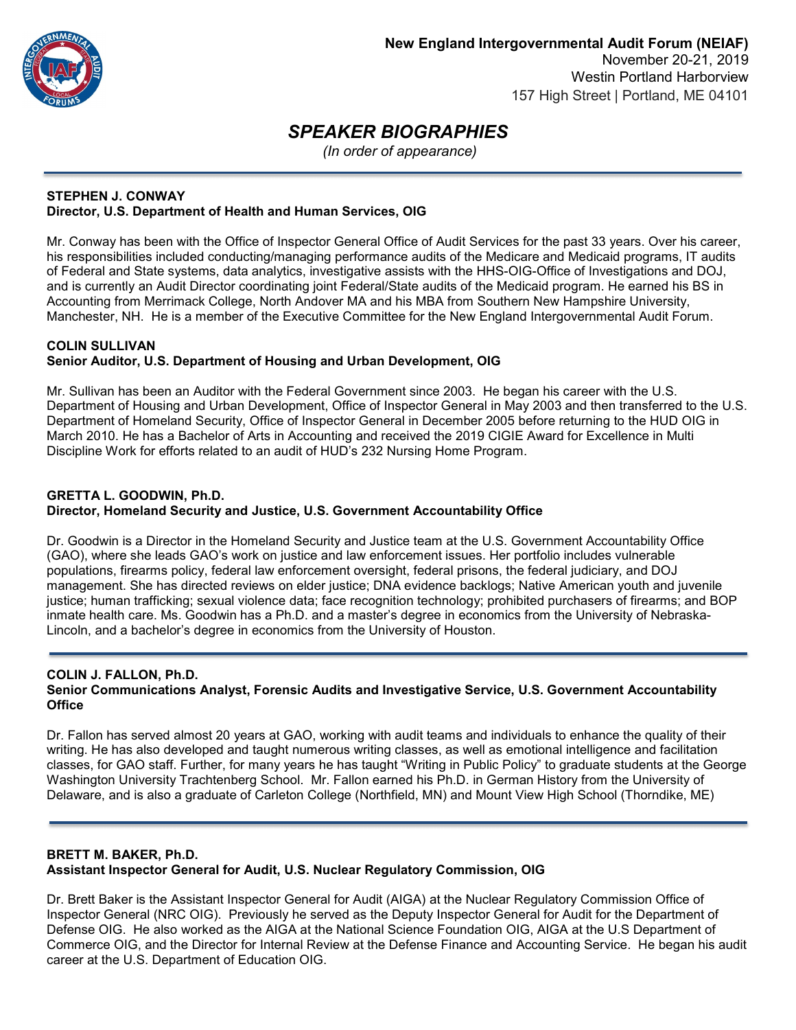**New England Intergovernmental Audit Forum (NEIAF)**
November 20-21, 2019
Westin Portland Harborview
157 High Street | Portland, ME 04101

# *SPEAKER BIOGRAPHIES*

*(In order of appearance)*

**STEPHEN J. CONWAY**
**Director, U.S. Department of Health and Human Services, OIG**

Mr. Conway has been with the Office of Inspector General Office of Audit Services for the past 33 years. Over his career, his responsibilities included conducting/managing performance audits of the Medicare and Medicaid programs, IT audits of Federal and State systems, data analytics, investigative assists with the HHS-OIG-Office of Investigations and DOJ, and is currently an Audit Director coordinating joint Federal/State audits of the Medicaid program. He earned his BS in Accounting from Merrimack College, North Andover MA and his MBA from Southern New Hampshire University, Manchester, NH. He is a member of the Executive Committee for the New England Intergovernmental Audit Forum.

**COLIN SULLIVAN**
**Senior Auditor, U.S. Department of Housing and Urban Development, OIG**

Mr. Sullivan has been an Auditor with the Federal Government since 2003. He began his career with the U.S. Department of Housing and Urban Development, Office of Inspector General in May 2003 and then transferred to the U.S. Department of Homeland Security, Office of Inspector General in December 2005 before returning to the HUD OIG in March 2010. He has a Bachelor of Arts in Accounting and received the 2019 CIGIE Award for Excellence in Multi Discipline Work for efforts related to an audit of HUD's 232 Nursing Home Program.

**GRETTA L. GOODWIN, Ph.D.**
**Director, Homeland Security and Justice, U.S. Government Accountability Office**

Dr. Goodwin is a Director in the Homeland Security and Justice team at the U.S. Government Accountability Office (GAO), where she leads GAO's work on justice and law enforcement issues. Her portfolio includes vulnerable populations, firearms policy, federal law enforcement oversight, federal prisons, the federal judiciary, and DOJ management. She has directed reviews on elder justice; DNA evidence backlogs; Native American youth and juvenile justice; human trafficking; sexual violence data; face recognition technology; prohibited purchasers of firearms; and BOP inmate health care. Ms. Goodwin has a Ph.D. and a master's degree in economics from the University of Nebraska-Lincoln, and a bachelor's degree in economics from the University of Houston.

---

**COLIN J. FALLON, Ph.D.**
**Senior Communications Analyst, Forensic Audits and Investigative Service, U.S. Government Accountability Office**

Dr. Fallon has served almost 20 years at GAO, working with audit teams and individuals to enhance the quality of their writing. He has also developed and taught numerous writing classes, as well as emotional intelligence and facilitation classes, for GAO staff. Further, for many years he has taught "Writing in Public Policy" to graduate students at the George Washington University Trachtenberg School. Mr. Fallon earned his Ph.D. in German History from the University of Delaware, and is also a graduate of Carleton College (Northfield, MN) and Mount View High School (Thorndike, ME)

---

**BRETT M. BAKER, Ph.D.**
**Assistant Inspector General for Audit, U.S. Nuclear Regulatory Commission, OIG**

Dr. Brett Baker is the Assistant Inspector General for Audit (AIGA) at the Nuclear Regulatory Commission Office of Inspector General (NRC OIG). Previously he served as the Deputy Inspector General for Audit for the Department of Defense OIG. He also worked as the AIGA at the National Science Foundation OIG, AIGA at the U.S Department of Commerce OIG, and the Director for Internal Review at the Defense Finance and Accounting Service. He began his audit career at the U.S. Department of Education OIG.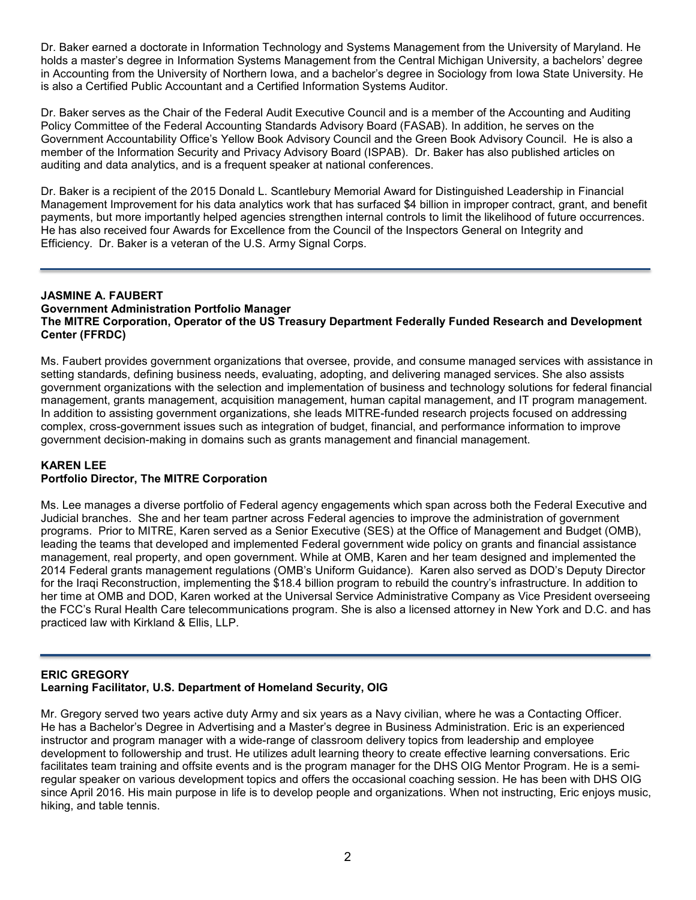Dr. Baker earned a doctorate in Information Technology and Systems Management from the University of Maryland. He holds a master's degree in Information Systems Management from the Central Michigan University, a bachelors' degree in Accounting from the University of Northern Iowa, and a bachelor's degree in Sociology from Iowa State University. He is also a Certified Public Accountant and a Certified Information Systems Auditor.

Dr. Baker serves as the Chair of the Federal Audit Executive Council and is a member of the Accounting and Auditing Policy Committee of the Federal Accounting Standards Advisory Board (FASAB). In addition, he serves on the Government Accountability Office's Yellow Book Advisory Council and the Green Book Advisory Council. He is also a member of the Information Security and Privacy Advisory Board (ISPAB). Dr. Baker has also published articles on auditing and data analytics, and is a frequent speaker at national conferences.

Dr. Baker is a recipient of the 2015 Donald L. Scantlebury Memorial Award for Distinguished Leadership in Financial Management Improvement for his data analytics work that has surfaced $4 billion in improper contract, grant, and benefit payments, but more importantly helped agencies strengthen internal controls to limit the likelihood of future occurrences. He has also received four Awards for Excellence from the Council of the Inspectors General on Integrity and Efficiency. Dr. Baker is a veteran of the U.S. Army Signal Corps.

---

**JASMINE A. FAUBERT**
**Government Administration Portfolio Manager**
**The MITRE Corporation, Operator of the US Treasury Department Federally Funded Research and Development Center (FFRDC)**

Ms. Faubert provides government organizations that oversee, provide, and consume managed services with assistance in setting standards, defining business needs, evaluating, adopting, and delivering managed services. She also assists government organizations with the selection and implementation of business and technology solutions for federal financial management, grants management, acquisition management, human capital management, and IT program management. In addition to assisting government organizations, she leads MITRE-funded research projects focused on addressing complex, cross-government issues such as integration of budget, financial, and performance information to improve government decision-making in domains such as grants management and financial management.

**KAREN LEE**
**Portfolio Director, The MITRE Corporation**

Ms. Lee manages a diverse portfolio of Federal agency engagements which span across both the Federal Executive and Judicial branches. She and her team partner across Federal agencies to improve the administration of government programs. Prior to MITRE, Karen served as a Senior Executive (SES) at the Office of Management and Budget (OMB), leading the teams that developed and implemented Federal government wide policy on grants and financial assistance management, real property, and open government. While at OMB, Karen and her team designed and implemented the 2014 Federal grants management regulations (OMB's Uniform Guidance). Karen also served as DOD's Deputy Director for the Iraqi Reconstruction, implementing the $18.4 billion program to rebuild the country's infrastructure. In addition to her time at OMB and DOD, Karen worked at the Universal Service Administrative Company as Vice President overseeing the FCC's Rural Health Care telecommunications program. She is also a licensed attorney in New York and D.C. and has practiced law with Kirkland & Ellis, LLP.

---

**ERIC GREGORY**
**Learning Facilitator, U.S. Department of Homeland Security, OIG**

Mr. Gregory served two years active duty Army and six years as a Navy civilian, where he was a Contacting Officer. He has a Bachelor's Degree in Advertising and a Master's degree in Business Administration. Eric is an experienced instructor and program manager with a wide-range of classroom delivery topics from leadership and employee development to followership and trust. He utilizes adult learning theory to create effective learning conversations. Eric facilitates team training and offsite events and is the program manager for the DHS OIG Mentor Program. He is a semi-regular speaker on various development topics and offers the occasional coaching session. He has been with DHS OIG since April 2016. His main purpose in life is to develop people and organizations. When not instructing, Eric enjoys music, hiking, and table tennis.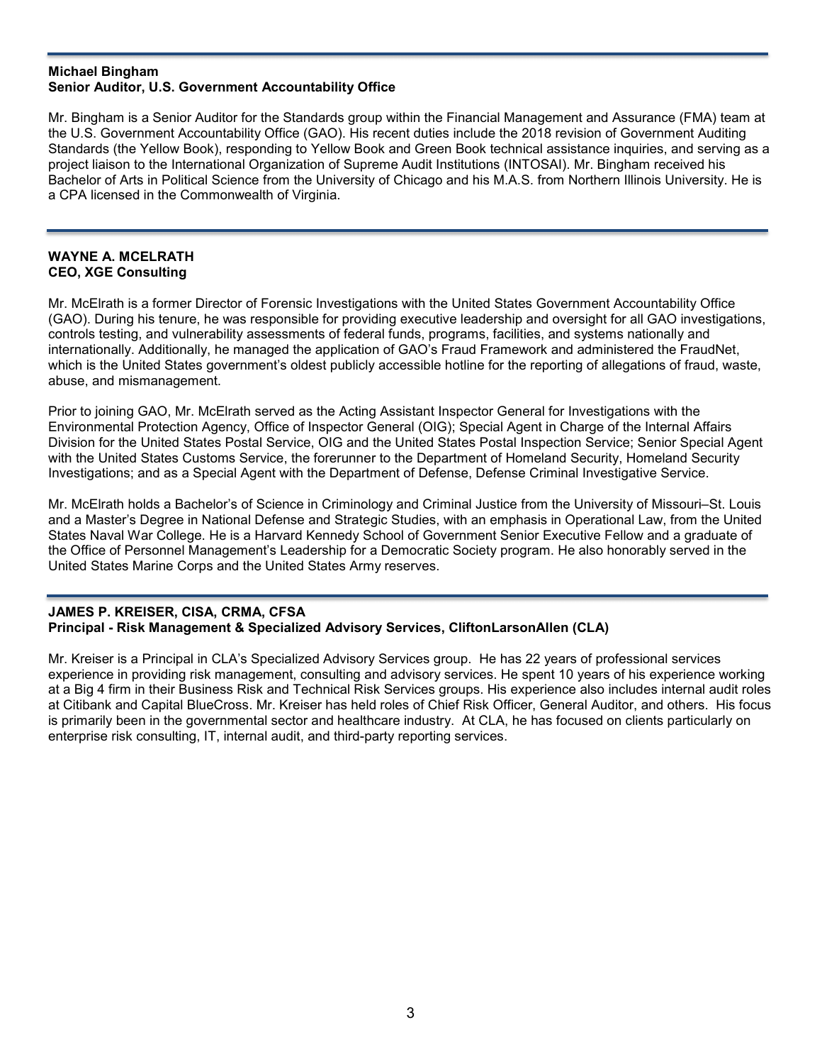**Michael Bingham**
**Senior Auditor, U.S. Government Accountability Office**

Mr. Bingham is a Senior Auditor for the Standards group within the Financial Management and Assurance (FMA) team at the U.S. Government Accountability Office (GAO). His recent duties include the 2018 revision of Government Auditing Standards (the Yellow Book), responding to Yellow Book and Green Book technical assistance inquiries, and serving as a project liaison to the International Organization of Supreme Audit Institutions (INTOSAI). Mr. Bingham received his Bachelor of Arts in Political Science from the University of Chicago and his M.A.S. from Northern Illinois University. He is a CPA licensed in the Commonwealth of Virginia.

---

**WAYNE A. MCELRATH**
**CEO, XGE Consulting**

Mr. McElrath is a former Director of Forensic Investigations with the United States Government Accountability Office (GAO). During his tenure, he was responsible for providing executive leadership and oversight for all GAO investigations, controls testing, and vulnerability assessments of federal funds, programs, facilities, and systems nationally and internationally. Additionally, he managed the application of GAO's Fraud Framework and administered the FraudNet, which is the United States government's oldest publicly accessible hotline for the reporting of allegations of fraud, waste, abuse, and mismanagement.

Prior to joining GAO, Mr. McElrath served as the Acting Assistant Inspector General for Investigations with the Environmental Protection Agency, Office of Inspector General (OIG); Special Agent in Charge of the Internal Affairs Division for the United States Postal Service, OIG and the United States Postal Inspection Service; Senior Special Agent with the United States Customs Service, the forerunner to the Department of Homeland Security, Homeland Security Investigations; and as a Special Agent with the Department of Defense, Defense Criminal Investigative Service.

Mr. McElrath holds a Bachelor's of Science in Criminology and Criminal Justice from the University of Missouri–St. Louis and a Master's Degree in National Defense and Strategic Studies, with an emphasis in Operational Law, from the United States Naval War College. He is a Harvard Kennedy School of Government Senior Executive Fellow and a graduate of the Office of Personnel Management's Leadership for a Democratic Society program. He also honorably served in the United States Marine Corps and the United States Army reserves.

---

**JAMES P. KREISER, CISA, CRMA, CFSA**
**Principal - Risk Management & Specialized Advisory Services, CliftonLarsonAllen (CLA)**

Mr. Kreiser is a Principal in CLA's Specialized Advisory Services group. He has 22 years of professional services experience in providing risk management, consulting and advisory services. He spent 10 years of his experience working at a Big 4 firm in their Business Risk and Technical Risk Services groups. His experience also includes internal audit roles at Citibank and Capital BlueCross. Mr. Kreiser has held roles of Chief Risk Officer, General Auditor, and others. His focus is primarily been in the governmental sector and healthcare industry. At CLA, he has focused on clients particularly on enterprise risk consulting, IT, internal audit, and third-party reporting services.